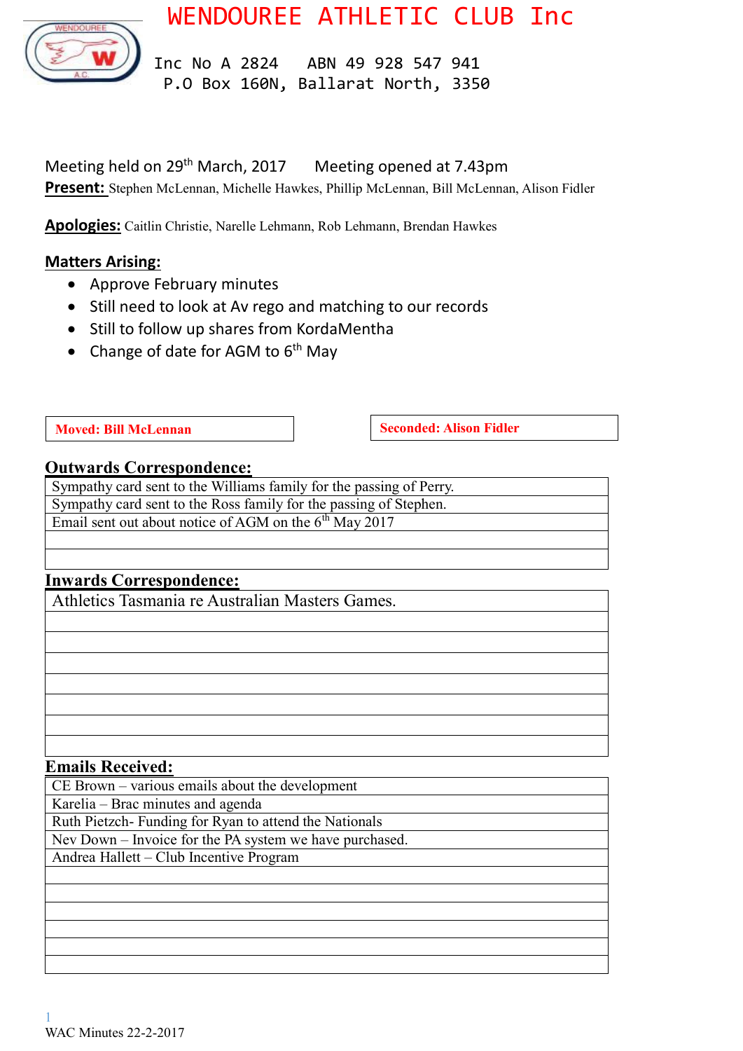# WENDOUREE ATHLETIC CLUB Inc

Inc No A 2824    ABN 49 928 547 941
P.O Box 160N, Ballarat North, 3350

Meeting held on 29th March, 2017    Meeting opened at 7.43pm

**Present:** Stephen McLennan, Michelle Hawkes, Phillip McLennan, Bill McLennan, Alison Fidler

**Apologies:** Caitlin Christie, Narelle Lehmann, Rob Lehmann, Brendan Hawkes

## Matters Arising:

- Approve February minutes
- Still need to look at Av rego and matching to our records
- Still to follow up shares from KordaMentha
- Change of date for AGM to 6th May

**Moved: Bill McLennan**    **Seconded: Alison Fidler**

## Outwards Correspondence:

| |
|---|
| Sympathy card sent to the Williams family for the passing of Perry. |
| Sympathy card sent to the Ross family for the passing of Stephen. |
| Email sent out about notice of AGM on the 6th May 2017 |
| |
| |

## Inwards Correspondence:

| |
|---|
| Athletics Tasmania re Australian Masters Games. |
| |
| |
| |
| |
| |
| |
| |

## Emails Received:

| |
|---|
| CE Brown – various emails about the development |
| Karelia – Brac minutes and agenda |
| Ruth Pietzch- Funding for Ryan to attend the Nationals |
| Nev Down – Invoice for the PA system we have purchased. |
| Andrea Hallett – Club Incentive Program |
| |
| |
| |
| |
| |
| |

WAC Minutes 22-2-2017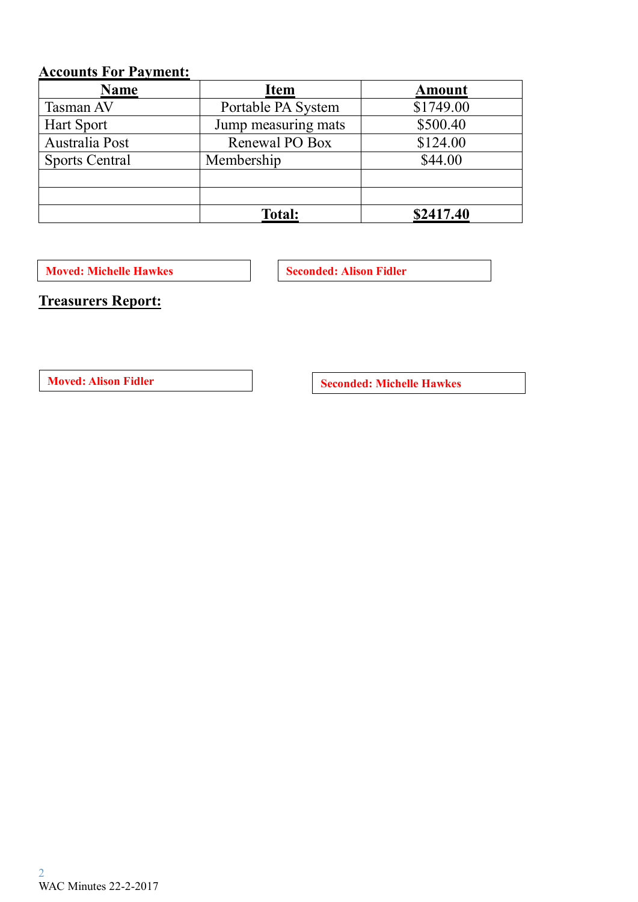## Accounts For Payment:

| Name | Item | Amount |
|---|---|---|
| Tasman AV | Portable PA System | $1749.00 |
| Hart Sport | Jump measuring mats | $500.40 |
| Australia Post | Renewal PO Box | $124.00 |
| Sports Central | Membership | $44.00 |
| | | |
| | | |
| | **Total:** | **$2417.40** |

**Moved: Michelle Hawkes**

**Seconded: Alison Fidler**

## Treasurers Report:

**Moved: Alison Fidler**

**Seconded: Michelle Hawkes**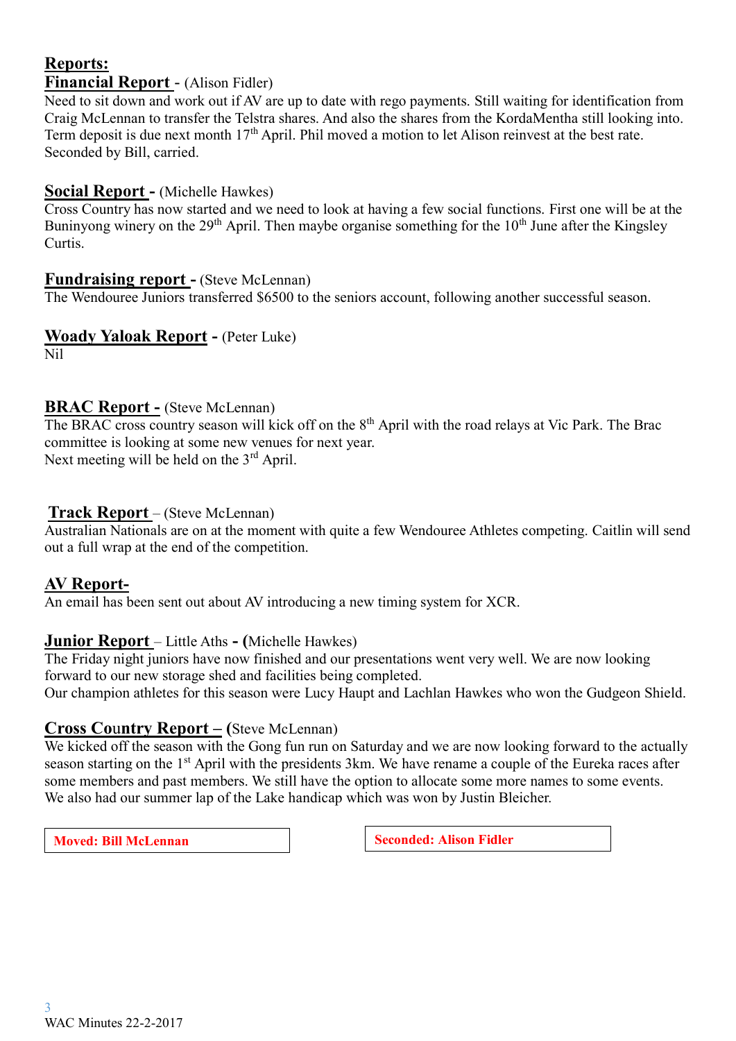## Reports:

### Financial Report - (Alison Fidler)

Need to sit down and work out if AV are up to date with rego payments. Still waiting for identification from Craig McLennan to transfer the Telstra shares. And also the shares from the KordaMentha still looking into. Term deposit is due next month 17th April. Phil moved a motion to let Alison reinvest at the best rate. Seconded by Bill, carried.

### Social Report - (Michelle Hawkes)

Cross Country has now started and we need to look at having a few social functions. First one will be at the Buninyong winery on the 29th April. Then maybe organise something for the 10th June after the Kingsley Curtis.

### Fundraising report - (Steve McLennan)

The Wendouree Juniors transferred $6500 to the seniors account, following another successful season.

### Woady Yaloak Report - (Peter Luke)

Nil

### BRAC Report - (Steve McLennan)

The BRAC cross country season will kick off on the 8th April with the road relays at Vic Park. The Brac committee is looking at some new venues for next year.
Next meeting will be held on the 3rd April.

### Track Report – (Steve McLennan)

Australian Nationals are on at the moment with quite a few Wendouree Athletes competing. Caitlin will send out a full wrap at the end of the competition.

### AV Report-

An email has been sent out about AV introducing a new timing system for XCR.

### Junior Report – Little Aths - (Michelle Hawkes)

The Friday night juniors have now finished and our presentations went very well. We are now looking forward to our new storage shed and facilities being completed.
Our champion athletes for this season were Lucy Haupt and Lachlan Hawkes who won the Gudgeon Shield.

### Cross Country Report – (Steve McLennan)

We kicked off the season with the Gong fun run on Saturday and we are now looking forward to the actually season starting on the 1st April with the presidents 3km. We have rename a couple of the Eureka races after some members and past members. We still have the option to allocate some more names to some events.
We also had our summer lap of the Lake handicap which was won by Justin Bleicher.

**Moved: Bill McLennan**

**Seconded: Alison Fidler**

WAC Minutes 22-2-2017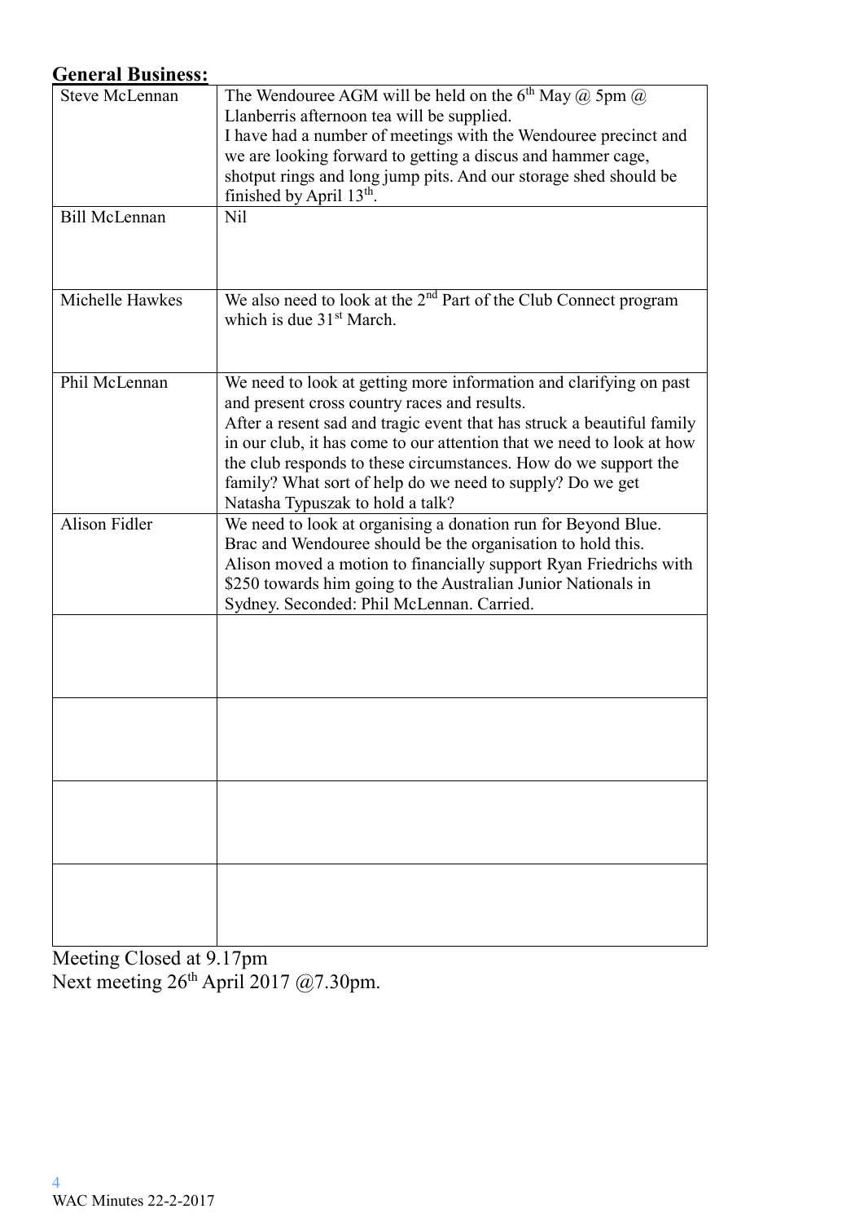## General Business:

| | |
|---|---|
| Steve McLennan | The Wendouree AGM will be held on the 6th May @ 5pm @ Llanberris afternoon tea will be supplied. I have had a number of meetings with the Wendouree precinct and we are looking forward to getting a discus and hammer cage, shotput rings and long jump pits. And our storage shed should be finished by April 13th. |
| Bill McLennan | Nil |
| Michelle Hawkes | We also need to look at the 2nd Part of the Club Connect program which is due 31st March. |
| Phil McLennan | We need to look at getting more information and clarifying on past and present cross country races and results. After a resent sad and tragic event that has struck a beautiful family in our club, it has come to our attention that we need to look at how the club responds to these circumstances. How do we support the family? What sort of help do we need to supply? Do we get Natasha Typuszak to hold a talk? |
| Alison Fidler | We need to look at organising a donation run for Beyond Blue. Brac and Wendouree should be the organisation to hold this. Alison moved a motion to financially support Ryan Friedrichs with $250 towards him going to the Australian Junior Nationals in Sydney. Seconded: Phil McLennan. Carried. |
| | |
| | |
| | |
| | |

Meeting Closed at 9.17pm
Next meeting 26th April 2017 @7.30pm.